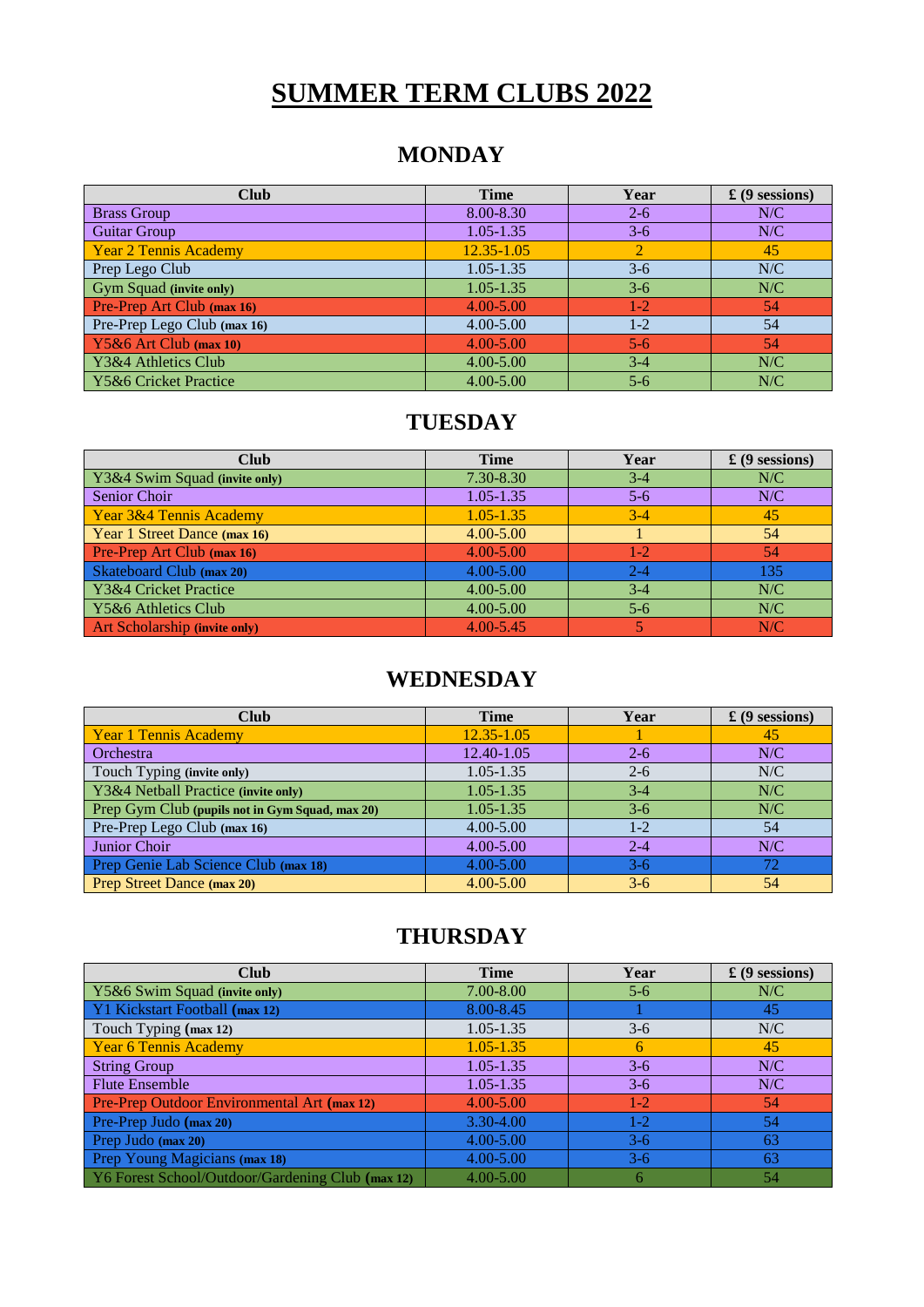# SUMMER TERM CLUBS 2022

## MONDAY

| Club | Time | Year | £ (9 sessions) |
|---|---|---|---|
| Brass Group | 8.00-8.30 | 2-6 | N/C |
| Guitar Group | 1.05-1.35 | 3-6 | N/C |
| Year 2 Tennis Academy | 12.35-1.05 | 2 | 45 |
| Prep Lego Club | 1.05-1.35 | 3-6 | N/C |
| Gym Squad **(invite only)** | 1.05-1.35 | 3-6 | N/C |
| Pre-Prep Art Club **(max 16)** | 4.00-5.00 | 1-2 | 54 |
| Pre-Prep Lego Club **(max 16)** | 4.00-5.00 | 1-2 | 54 |
| Y5&6 Art Club **(max 10)** | 4.00-5.00 | 5-6 | 54 |
| Y3&4 Athletics Club | 4.00-5.00 | 3-4 | N/C |
| Y5&6 Cricket Practice | 4.00-5.00 | 5-6 | N/C |

## TUESDAY

| Club | Time | Year | £ (9 sessions) |
|---|---|---|---|
| Y3&4 Swim Squad **(invite only)** | 7.30-8.30 | 3-4 | N/C |
| Senior Choir | 1.05-1.35 | 5-6 | N/C |
| Year 3&4 Tennis Academy | 1.05-1.35 | 3-4 | 45 |
| Year 1 Street Dance **(max 16)** | 4.00-5.00 | 1 | 54 |
| Pre-Prep Art Club **(max 16)** | 4.00-5.00 | 1-2 | 54 |
| Skateboard Club **(max 20)** | 4.00-5.00 | 2-4 | 135 |
| Y3&4 Cricket Practice | 4.00-5.00 | 3-4 | N/C |
| Y5&6 Athletics Club | 4.00-5.00 | 5-6 | N/C |
| Art Scholarship **(invite only)** | 4.00-5.45 | 5 | N/C |

## WEDNESDAY

| Club | Time | Year | £ (9 sessions) |
|---|---|---|---|
| Year 1 Tennis Academy | 12.35-1.05 | 1 | 45 |
| Orchestra | 12.40-1.05 | 2-6 | N/C |
| Touch Typing **(invite only)** | 1.05-1.35 | 2-6 | N/C |
| Y3&4 Netball Practice **(invite only)** | 1.05-1.35 | 3-4 | N/C |
| Prep Gym Club **(pupils not in Gym Squad, max 20)** | 1.05-1.35 | 3-6 | N/C |
| Pre-Prep Lego Club **(max 16)** | 4.00-5.00 | 1-2 | 54 |
| Junior Choir | 4.00-5.00 | 2-4 | N/C |
| Prep Genie Lab Science Club **(max 18)** | 4.00-5.00 | 3-6 | 72 |
| Prep Street Dance **(max 20)** | 4.00-5.00 | 3-6 | 54 |

## THURSDAY

| Club | Time | Year | £ (9 sessions) |
|---|---|---|---|
| Y5&6 Swim Squad **(invite only)** | 7.00-8.00 | 5-6 | N/C |
| Y1 Kickstart Football **(max 12)** | 8.00-8.45 | 1 | 45 |
| Touch Typing **(max 12)** | 1.05-1.35 | 3-6 | N/C |
| Year 6 Tennis Academy | 1.05-1.35 | 6 | 45 |
| String Group | 1.05-1.35 | 3-6 | N/C |
| Flute Ensemble | 1.05-1.35 | 3-6 | N/C |
| Pre-Prep Outdoor Environmental Art **(max 12)** | 4.00-5.00 | 1-2 | 54 |
| Pre-Prep Judo **(max 20)** | 3.30-4.00 | 1-2 | 54 |
| Prep Judo **(max 20)** | 4.00-5.00 | 3-6 | 63 |
| Prep Young Magicians **(max 18)** | 4.00-5.00 | 3-6 | 63 |
| Y6 Forest School/Outdoor/Gardening Club **(max 12)** | 4.00-5.00 | 6 | 54 |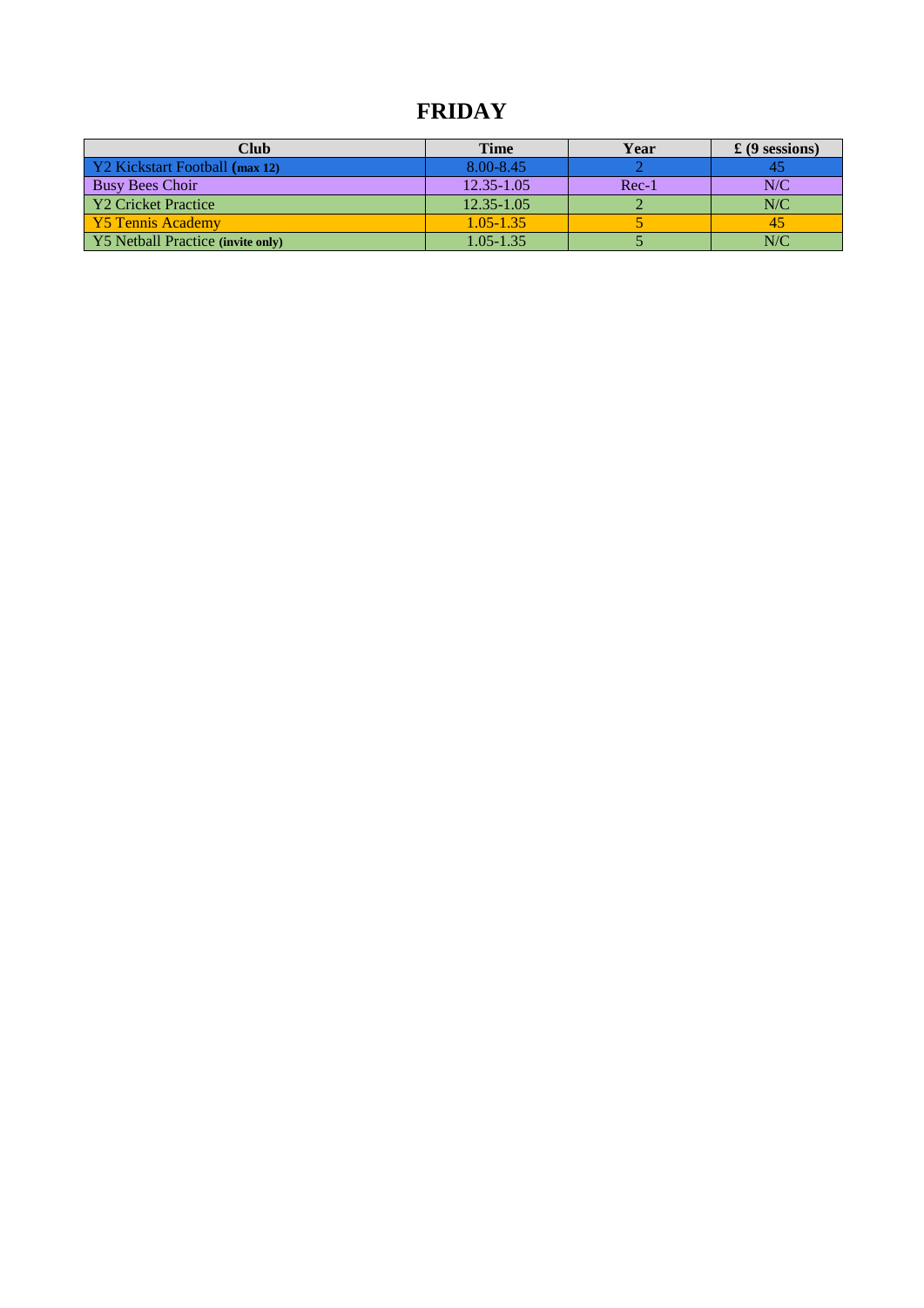# FRIDAY

| Club | Time | Year | £ (9 sessions) |
|---|---|---|---|
| Y2 Kickstart Football **(max 12)** | 8.00-8.45 | 2 | 45 |
| Busy Bees Choir | 12.35-1.05 | Rec-1 | N/C |
| Y2 Cricket Practice | 12.35-1.05 | 2 | N/C |
| Y5 Tennis Academy | 1.05-1.35 | 5 | 45 |
| Y5 Netball Practice **(invite only)** | 1.05-1.35 | 5 | N/C |